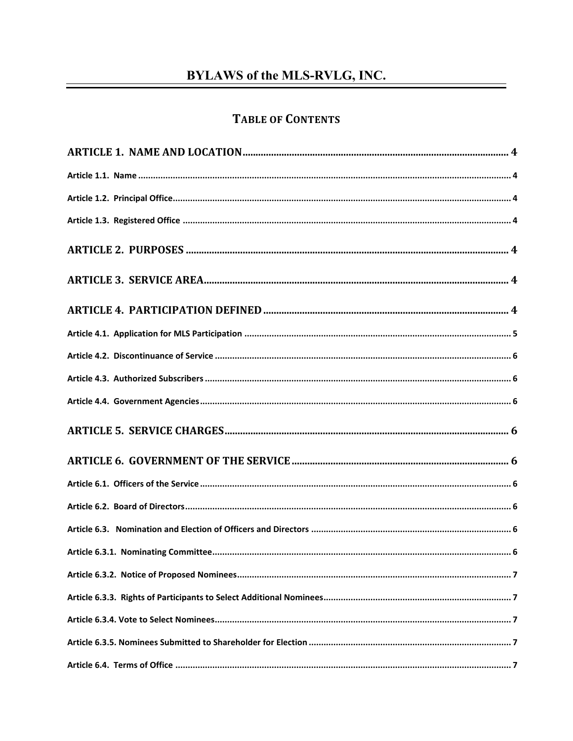# BYLAWS of the MLS-RVLG, INC.

## TABLE OF CONTENTS

**ARTICLE 1. NAME AND LOCATION** .......... 4

**Article 1.1. Name** .......... 4

**Article 1.2. Principal Office** .......... 4

**Article 1.3. Registered Office** .......... 4

**ARTICLE 2. PURPOSES** .......... 4

**ARTICLE 3. SERVICE AREA** .......... 4

**ARTICLE 4. PARTICIPATION DEFINED** .......... 4

**Article 4.1. Application for MLS Participation** .......... 5

**Article 4.2. Discontinuance of Service** .......... 6

**Article 4.3. Authorized Subscribers** .......... 6

**Article 4.4. Government Agencies** .......... 6

**ARTICLE 5. SERVICE CHARGES** .......... 6

**ARTICLE 6. GOVERNMENT OF THE SERVICE** .......... 6

**Article 6.1. Officers of the Service** .......... 6

**Article 6.2. Board of Directors** .......... 6

**Article 6.3. Nomination and Election of Officers and Directors** .......... 6

**Article 6.3.1. Nominating Committee** .......... 6

**Article 6.3.2. Notice of Proposed Nominees** .......... 7

**Article 6.3.3. Rights of Participants to Select Additional Nominees** .......... 7

**Article 6.3.4. Vote to Select Nominees** .......... 7

**Article 6.3.5. Nominees Submitted to Shareholder for Election** .......... 7

**Article 6.4. Terms of Office** .......... 7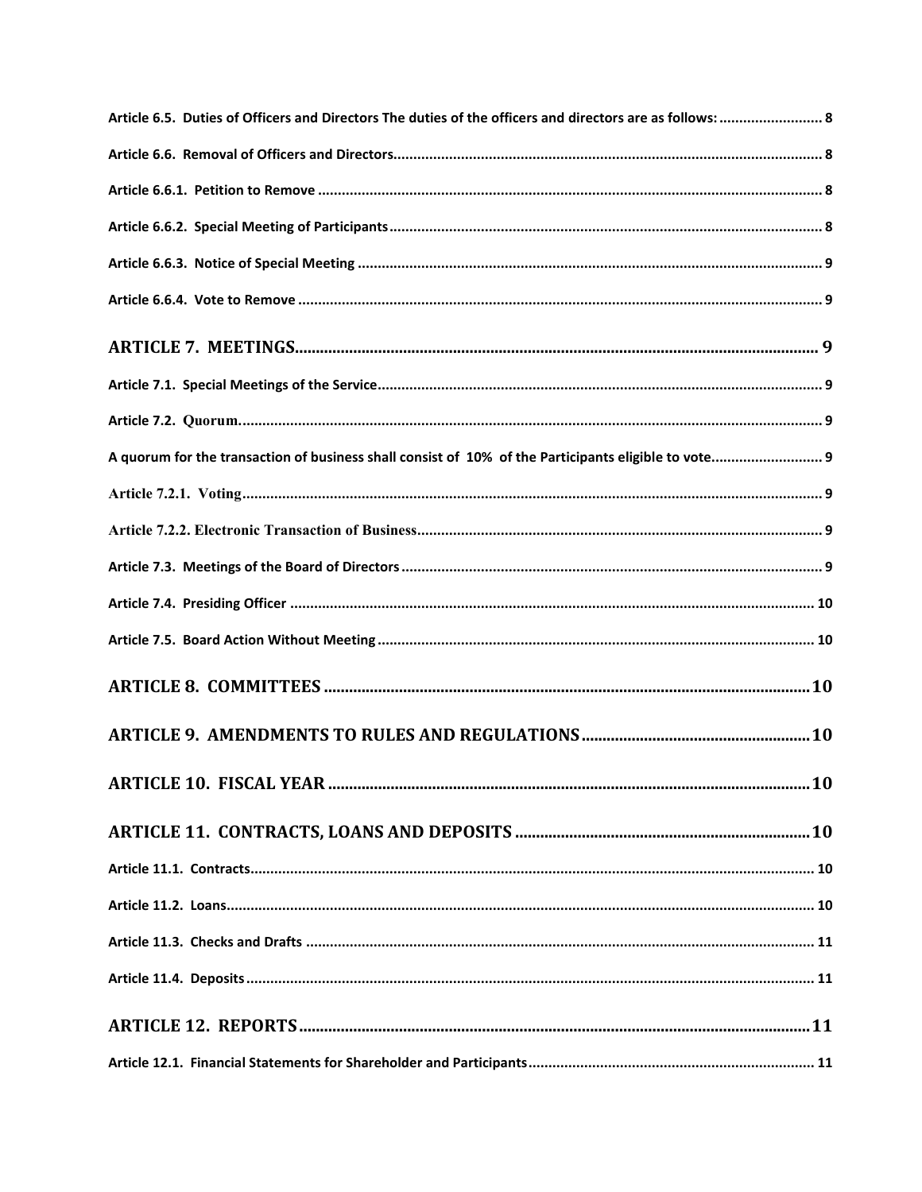Article 6.5. Duties of Officers and Directors The duties of the officers and directors are as follows: .......................... 8

Article 6.6. Removal of Officers and Directors.......................................................................................................... 8

Article 6.6.1. Petition to Remove ............................................................................................................................ 8

Article 6.6.2. Special Meeting of Participants........................................................................................................... 8

Article 6.6.3. Notice of Special Meeting ................................................................................................................... 9

Article 6.6.4. Vote to Remove ................................................................................................................................. 9

**ARTICLE 7. MEETINGS............................................................................................................................ 9**

Article 7.1. Special Meetings of the Service.............................................................................................................. 9

Article 7.2. Quorum.................................................................................................................................................. 9

A quorum for the transaction of business shall consist of 10% of the Participants eligible to vote........................... 9

Article 7.2.1. Voting.................................................................................................................................................. 9

Article 7.2.2. Electronic Transaction of Business...................................................................................................... 9

Article 7.3. Meetings of the Board of Directors ........................................................................................................ 9

Article 7.4. Presiding Officer .................................................................................................................................. 10

Article 7.5. Board Action Without Meeting ............................................................................................................ 10

**ARTICLE 8. COMMITTEES ..................................................................................................................... 10**

**ARTICLE 9. AMENDMENTS TO RULES AND REGULATIONS...................................................... 10**

**ARTICLE 10. FISCAL YEAR .................................................................................................................... 10**

**ARTICLE 11. CONTRACTS, LOANS AND DEPOSITS ...................................................................... 10**

Article 11.1. Contracts............................................................................................................................................ 10

Article 11.2. Loans.................................................................................................................................................. 10

Article 11.3. Checks and Drafts .............................................................................................................................. 11

Article 11.4. Deposits............................................................................................................................................. 11

**ARTICLE 12. REPORTS............................................................................................................................ 11**

Article 12.1. Financial Statements for Shareholder and Participants....................................................................... 11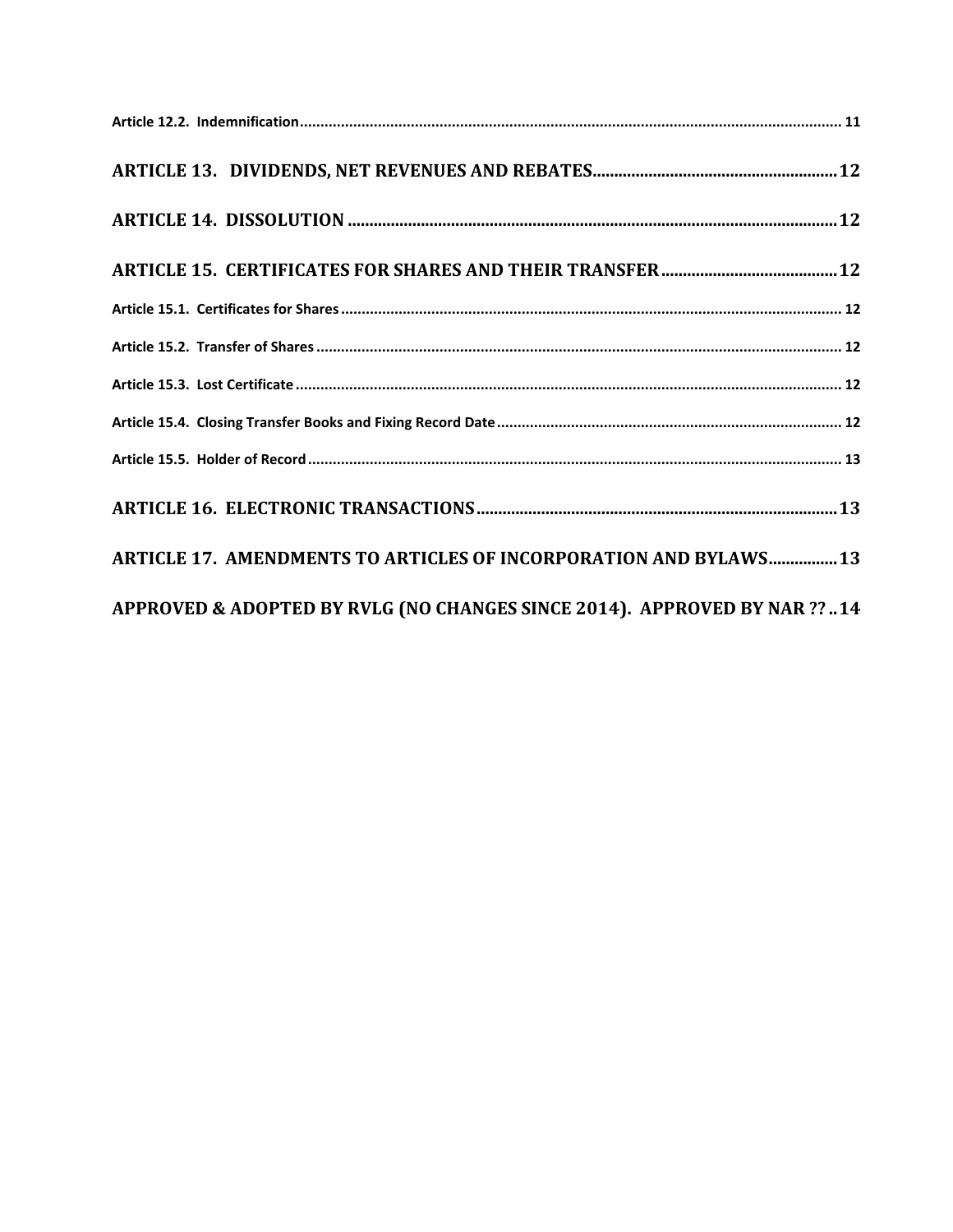Article 12.2. Indemnification .................................................................................................................................. 11

**ARTICLE 13. DIVIDENDS, NET REVENUES AND REBATES ........................................................ 12**

**ARTICLE 14. DISSOLUTION ................................................................................................................. 12**

**ARTICLE 15. CERTIFICATES FOR SHARES AND THEIR TRANSFER ......................................... 12**

Article 15.1. Certificates for Shares ........................................................................................................................ 12

Article 15.2. Transfer of Shares .............................................................................................................................. 12

Article 15.3. Lost Certificate ................................................................................................................................... 12

Article 15.4. Closing Transfer Books and Fixing Record Date ................................................................................... 12

Article 15.5. Holder of Record ................................................................................................................................ 13

**ARTICLE 16. ELECTRONIC TRANSACTIONS ................................................................................... 13**

**ARTICLE 17. AMENDMENTS TO ARTICLES OF INCORPORATION AND BYLAWS ................ 13**

**APPROVED & ADOPTED BY RVLG (NO CHANGES SINCE 2014). APPROVED BY NAR ?? .. 14**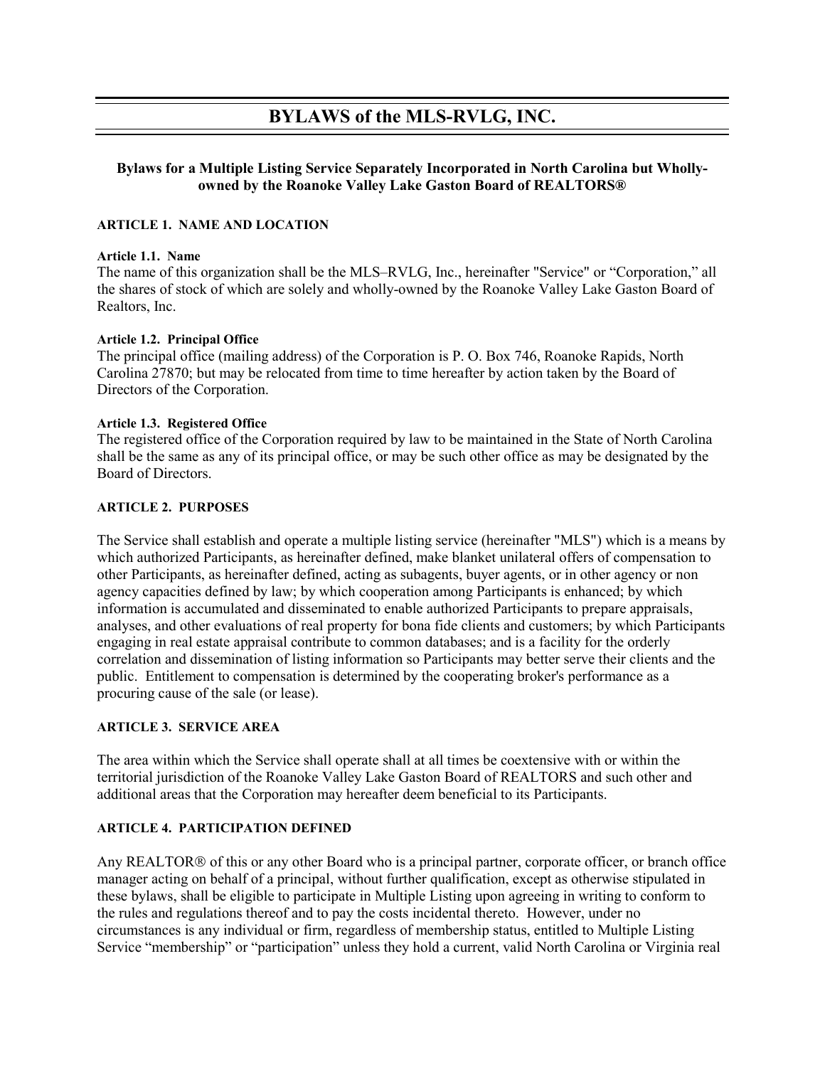# BYLAWS of the MLS-RVLG, INC.

**Bylaws for a Multiple Listing Service Separately Incorporated in North Carolina but Wholly-owned by the Roanoke Valley Lake Gaston Board of REALTORS®**

## ARTICLE 1. NAME AND LOCATION

**Article 1.1. Name**

The name of this organization shall be the MLS–RVLG, Inc., hereinafter "Service" or "Corporation," all the shares of stock of which are solely and wholly-owned by the Roanoke Valley Lake Gaston Board of Realtors, Inc.

**Article 1.2. Principal Office**

The principal office (mailing address) of the Corporation is P. O. Box 746, Roanoke Rapids, North Carolina 27870; but may be relocated from time to time hereafter by action taken by the Board of Directors of the Corporation.

**Article 1.3. Registered Office**

The registered office of the Corporation required by law to be maintained in the State of North Carolina shall be the same as any of its principal office, or may be such other office as may be designated by the Board of Directors.

## ARTICLE 2. PURPOSES

The Service shall establish and operate a multiple listing service (hereinafter "MLS") which is a means by which authorized Participants, as hereinafter defined, make blanket unilateral offers of compensation to other Participants, as hereinafter defined, acting as subagents, buyer agents, or in other agency or non agency capacities defined by law; by which cooperation among Participants is enhanced; by which information is accumulated and disseminated to enable authorized Participants to prepare appraisals, analyses, and other evaluations of real property for bona fide clients and customers; by which Participants engaging in real estate appraisal contribute to common databases; and is a facility for the orderly correlation and dissemination of listing information so Participants may better serve their clients and the public. Entitlement to compensation is determined by the cooperating broker's performance as a procuring cause of the sale (or lease).

## ARTICLE 3. SERVICE AREA

The area within which the Service shall operate shall at all times be coextensive with or within the territorial jurisdiction of the Roanoke Valley Lake Gaston Board of REALTORS and such other and additional areas that the Corporation may hereafter deem beneficial to its Participants.

## ARTICLE 4. PARTICIPATION DEFINED

Any REALTOR® of this or any other Board who is a principal partner, corporate officer, or branch office manager acting on behalf of a principal, without further qualification, except as otherwise stipulated in these bylaws, shall be eligible to participate in Multiple Listing upon agreeing in writing to conform to the rules and regulations thereof and to pay the costs incidental thereto. However, under no circumstances is any individual or firm, regardless of membership status, entitled to Multiple Listing Service "membership" or "participation" unless they hold a current, valid North Carolina or Virginia real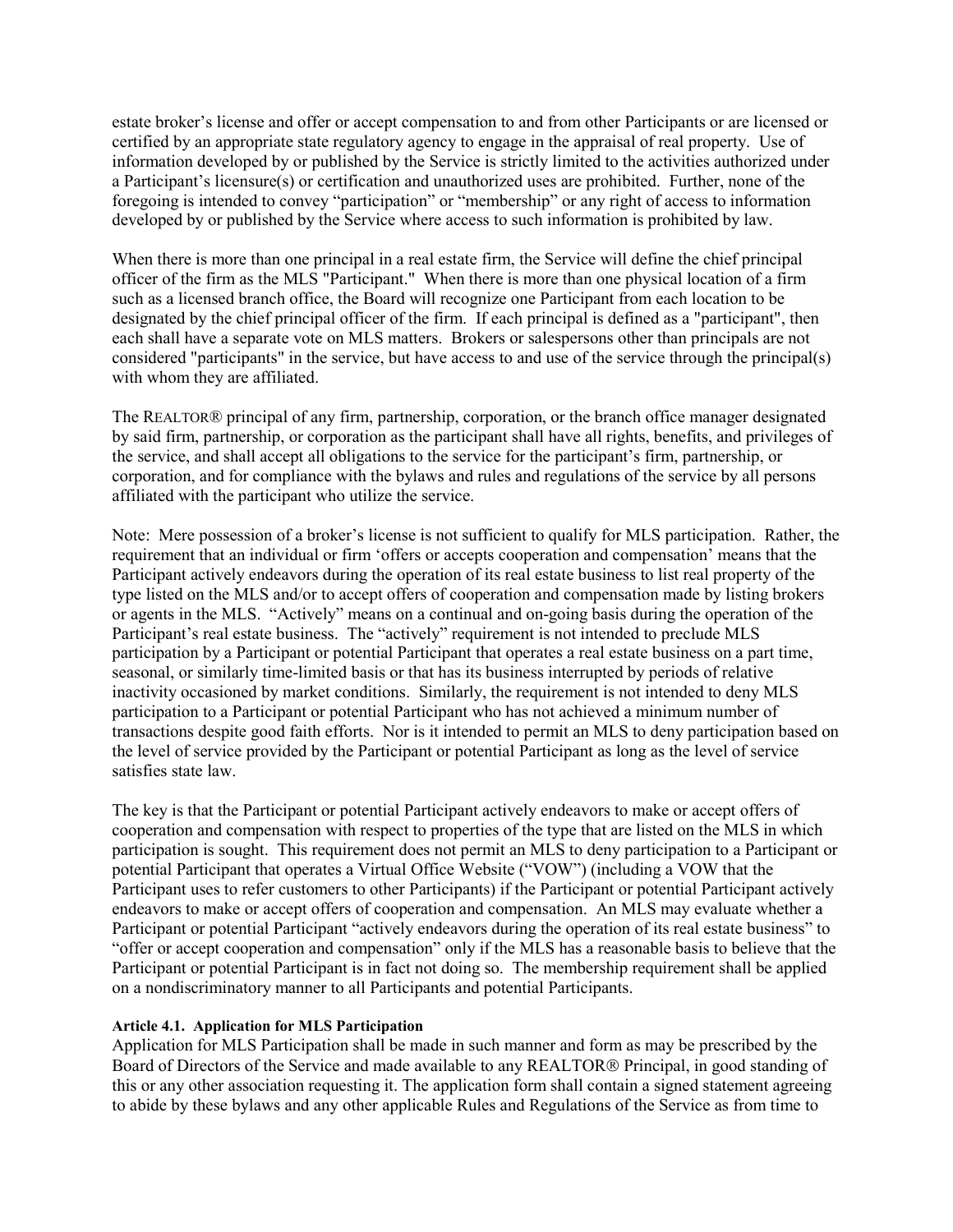estate broker's license and offer or accept compensation to and from other Participants or are licensed or certified by an appropriate state regulatory agency to engage in the appraisal of real property. Use of information developed by or published by the Service is strictly limited to the activities authorized under a Participant's licensure(s) or certification and unauthorized uses are prohibited. Further, none of the foregoing is intended to convey "participation" or "membership" or any right of access to information developed by or published by the Service where access to such information is prohibited by law.

When there is more than one principal in a real estate firm, the Service will define the chief principal officer of the firm as the MLS "Participant." When there is more than one physical location of a firm such as a licensed branch office, the Board will recognize one Participant from each location to be designated by the chief principal officer of the firm. If each principal is defined as a "participant", then each shall have a separate vote on MLS matters. Brokers or salespersons other than principals are not considered "participants" in the service, but have access to and use of the service through the principal(s) with whom they are affiliated.

The REALTOR® principal of any firm, partnership, corporation, or the branch office manager designated by said firm, partnership, or corporation as the participant shall have all rights, benefits, and privileges of the service, and shall accept all obligations to the service for the participant's firm, partnership, or corporation, and for compliance with the bylaws and rules and regulations of the service by all persons affiliated with the participant who utilize the service.

Note: Mere possession of a broker's license is not sufficient to qualify for MLS participation. Rather, the requirement that an individual or firm 'offers or accepts cooperation and compensation' means that the Participant actively endeavors during the operation of its real estate business to list real property of the type listed on the MLS and/or to accept offers of cooperation and compensation made by listing brokers or agents in the MLS. "Actively" means on a continual and on-going basis during the operation of the Participant's real estate business. The "actively" requirement is not intended to preclude MLS participation by a Participant or potential Participant that operates a real estate business on a part time, seasonal, or similarly time-limited basis or that has its business interrupted by periods of relative inactivity occasioned by market conditions. Similarly, the requirement is not intended to deny MLS participation to a Participant or potential Participant who has not achieved a minimum number of transactions despite good faith efforts. Nor is it intended to permit an MLS to deny participation based on the level of service provided by the Participant or potential Participant as long as the level of service satisfies state law.

The key is that the Participant or potential Participant actively endeavors to make or accept offers of cooperation and compensation with respect to properties of the type that are listed on the MLS in which participation is sought. This requirement does not permit an MLS to deny participation to a Participant or potential Participant that operates a Virtual Office Website ("VOW") (including a VOW that the Participant uses to refer customers to other Participants) if the Participant or potential Participant actively endeavors to make or accept offers of cooperation and compensation. An MLS may evaluate whether a Participant or potential Participant "actively endeavors during the operation of its real estate business" to "offer or accept cooperation and compensation" only if the MLS has a reasonable basis to believe that the Participant or potential Participant is in fact not doing so. The membership requirement shall be applied on a nondiscriminatory manner to all Participants and potential Participants.

**Article 4.1. Application for MLS Participation**

Application for MLS Participation shall be made in such manner and form as may be prescribed by the Board of Directors of the Service and made available to any REALTOR® Principal, in good standing of this or any other association requesting it. The application form shall contain a signed statement agreeing to abide by these bylaws and any other applicable Rules and Regulations of the Service as from time to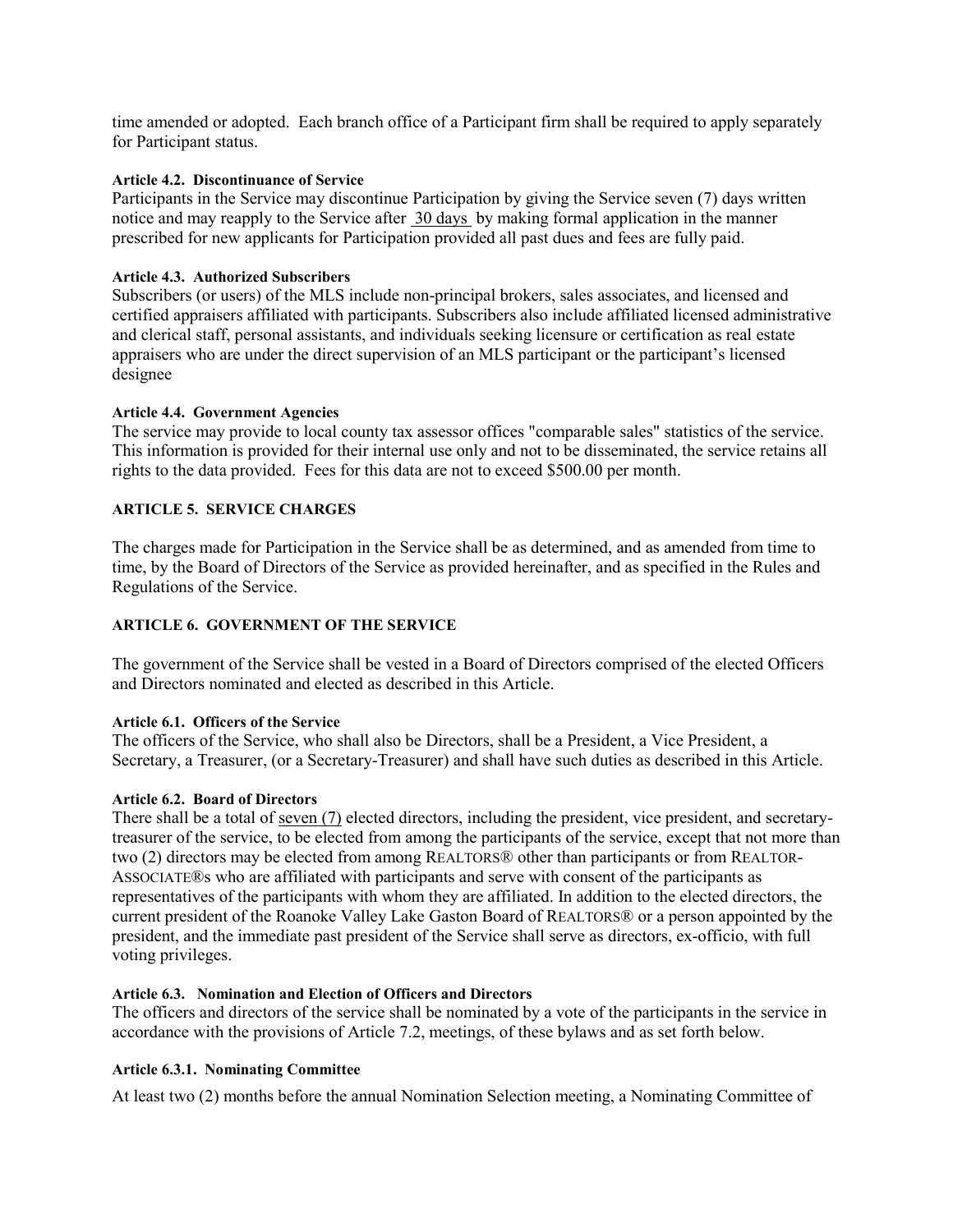time amended or adopted. Each branch office of a Participant firm shall be required to apply separately for Participant status.

**Article 4.2. Discontinuance of Service**

Participants in the Service may discontinue Participation by giving the Service seven (7) days written notice and may reapply to the Service after 30 days by making formal application in the manner prescribed for new applicants for Participation provided all past dues and fees are fully paid.

**Article 4.3. Authorized Subscribers**

Subscribers (or users) of the MLS include non-principal brokers, sales associates, and licensed and certified appraisers affiliated with participants. Subscribers also include affiliated licensed administrative and clerical staff, personal assistants, and individuals seeking licensure or certification as real estate appraisers who are under the direct supervision of an MLS participant or the participant's licensed designee

**Article 4.4. Government Agencies**

The service may provide to local county tax assessor offices "comparable sales" statistics of the service. This information is provided for their internal use only and not to be disseminated, the service retains all rights to the data provided. Fees for this data are not to exceed $500.00 per month.

## ARTICLE 5. SERVICE CHARGES

The charges made for Participation in the Service shall be as determined, and as amended from time to time, by the Board of Directors of the Service as provided hereinafter, and as specified in the Rules and Regulations of the Service.

## ARTICLE 6. GOVERNMENT OF THE SERVICE

The government of the Service shall be vested in a Board of Directors comprised of the elected Officers and Directors nominated and elected as described in this Article.

**Article 6.1. Officers of the Service**

The officers of the Service, who shall also be Directors, shall be a President, a Vice President, a Secretary, a Treasurer, (or a Secretary-Treasurer) and shall have such duties as described in this Article.

**Article 6.2. Board of Directors**

There shall be a total of seven (7) elected directors, including the president, vice president, and secretary-treasurer of the service, to be elected from among the participants of the service, except that not more than two (2) directors may be elected from among REALTORS® other than participants or from REALTOR-ASSOCIATE®s who are affiliated with participants and serve with consent of the participants as representatives of the participants with whom they are affiliated. In addition to the elected directors, the current president of the Roanoke Valley Lake Gaston Board of REALTORS® or a person appointed by the president, and the immediate past president of the Service shall serve as directors, ex-officio, with full voting privileges.

**Article 6.3. Nomination and Election of Officers and Directors**

The officers and directors of the service shall be nominated by a vote of the participants in the service in accordance with the provisions of Article 7.2, meetings, of these bylaws and as set forth below.

**Article 6.3.1. Nominating Committee**

At least two (2) months before the annual Nomination Selection meeting, a Nominating Committee of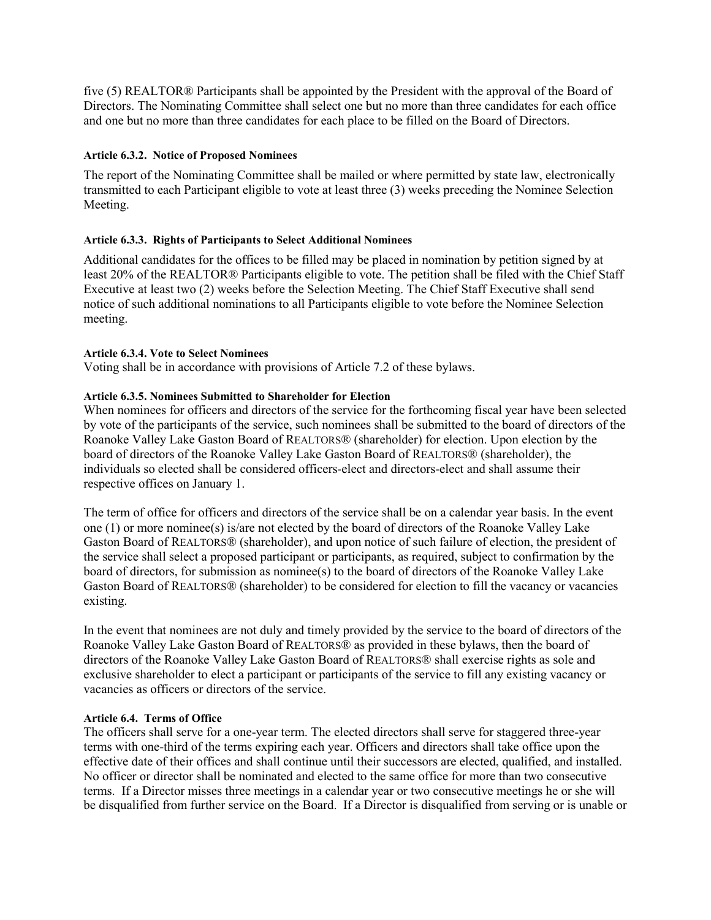five (5) REALTOR® Participants shall be appointed by the President with the approval of the Board of Directors. The Nominating Committee shall select one but no more than three candidates for each office and one but no more than three candidates for each place to be filled on the Board of Directors.

#### Article 6.3.2. Notice of Proposed Nominees

The report of the Nominating Committee shall be mailed or where permitted by state law, electronically transmitted to each Participant eligible to vote at least three (3) weeks preceding the Nominee Selection Meeting.

#### Article 6.3.3. Rights of Participants to Select Additional Nominees

Additional candidates for the offices to be filled may be placed in nomination by petition signed by at least 20% of the REALTOR® Participants eligible to vote. The petition shall be filed with the Chief Staff Executive at least two (2) weeks before the Selection Meeting. The Chief Staff Executive shall send notice of such additional nominations to all Participants eligible to vote before the Nominee Selection meeting.

#### Article 6.3.4. Vote to Select Nominees

Voting shall be in accordance with provisions of Article 7.2 of these bylaws.

#### Article 6.3.5. Nominees Submitted to Shareholder for Election

When nominees for officers and directors of the service for the forthcoming fiscal year have been selected by vote of the participants of the service, such nominees shall be submitted to the board of directors of the Roanoke Valley Lake Gaston Board of REALTORS® (shareholder) for election. Upon election by the board of directors of the Roanoke Valley Lake Gaston Board of REALTORS® (shareholder), the individuals so elected shall be considered officers-elect and directors-elect and shall assume their respective offices on January 1.

The term of office for officers and directors of the service shall be on a calendar year basis. In the event one (1) or more nominee(s) is/are not elected by the board of directors of the Roanoke Valley Lake Gaston Board of REALTORS® (shareholder), and upon notice of such failure of election, the president of the service shall select a proposed participant or participants, as required, subject to confirmation by the board of directors, for submission as nominee(s) to the board of directors of the Roanoke Valley Lake Gaston Board of REALTORS® (shareholder) to be considered for election to fill the vacancy or vacancies existing.

In the event that nominees are not duly and timely provided by the service to the board of directors of the Roanoke Valley Lake Gaston Board of REALTORS® as provided in these bylaws, then the board of directors of the Roanoke Valley Lake Gaston Board of REALTORS® shall exercise rights as sole and exclusive shareholder to elect a participant or participants of the service to fill any existing vacancy or vacancies as officers or directors of the service.

#### Article 6.4. Terms of Office

The officers shall serve for a one-year term. The elected directors shall serve for staggered three-year terms with one-third of the terms expiring each year. Officers and directors shall take office upon the effective date of their offices and shall continue until their successors are elected, qualified, and installed. No officer or director shall be nominated and elected to the same office for more than two consecutive terms. If a Director misses three meetings in a calendar year or two consecutive meetings he or she will be disqualified from further service on the Board. If a Director is disqualified from serving or is unable or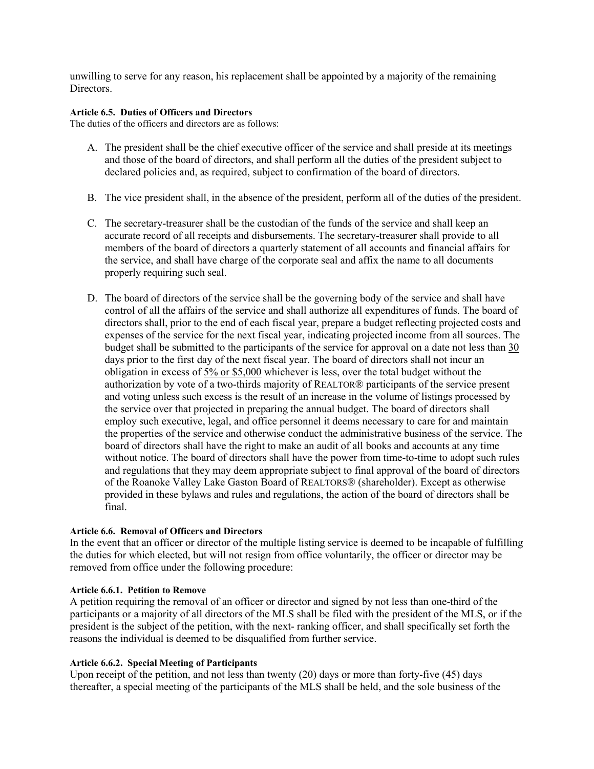unwilling to serve for any reason, his replacement shall be appointed by a majority of the remaining Directors.

**Article 6.5. Duties of Officers and Directors**

The duties of the officers and directors are as follows:

A. The president shall be the chief executive officer of the service and shall preside at its meetings and those of the board of directors, and shall perform all the duties of the president subject to declared policies and, as required, subject to confirmation of the board of directors.

B. The vice president shall, in the absence of the president, perform all of the duties of the president.

C. The secretary-treasurer shall be the custodian of the funds of the service and shall keep an accurate record of all receipts and disbursements. The secretary-treasurer shall provide to all members of the board of directors a quarterly statement of all accounts and financial affairs for the service, and shall have charge of the corporate seal and affix the name to all documents properly requiring such seal.

D. The board of directors of the service shall be the governing body of the service and shall have control of all the affairs of the service and shall authorize all expenditures of funds. The board of directors shall, prior to the end of each fiscal year, prepare a budget reflecting projected costs and expenses of the service for the next fiscal year, indicating projected income from all sources. The budget shall be submitted to the participants of the service for approval on a date not less than <u>30</u> days prior to the first day of the next fiscal year. The board of directors shall not incur an obligation in excess of <u>5% or $5,000</u> whichever is less, over the total budget without the authorization by vote of a two-thirds majority of REALTOR® participants of the service present and voting unless such excess is the result of an increase in the volume of listings processed by the service over that projected in preparing the annual budget. The board of directors shall employ such executive, legal, and office personnel it deems necessary to care for and maintain the properties of the service and otherwise conduct the administrative business of the service. The board of directors shall have the right to make an audit of all books and accounts at any time without notice. The board of directors shall have the power from time-to-time to adopt such rules and regulations that they may deem appropriate subject to final approval of the board of directors of the Roanoke Valley Lake Gaston Board of REALTORS® (shareholder). Except as otherwise provided in these bylaws and rules and regulations, the action of the board of directors shall be final.

**Article 6.6. Removal of Officers and Directors**

In the event that an officer or director of the multiple listing service is deemed to be incapable of fulfilling the duties for which elected, but will not resign from office voluntarily, the officer or director may be removed from office under the following procedure:

**Article 6.6.1. Petition to Remove**

A petition requiring the removal of an officer or director and signed by not less than one-third of the participants or a majority of all directors of the MLS shall be filed with the president of the MLS, or if the president is the subject of the petition, with the next- ranking officer, and shall specifically set forth the reasons the individual is deemed to be disqualified from further service.

**Article 6.6.2. Special Meeting of Participants**

Upon receipt of the petition, and not less than twenty (20) days or more than forty-five (45) days thereafter, a special meeting of the participants of the MLS shall be held, and the sole business of the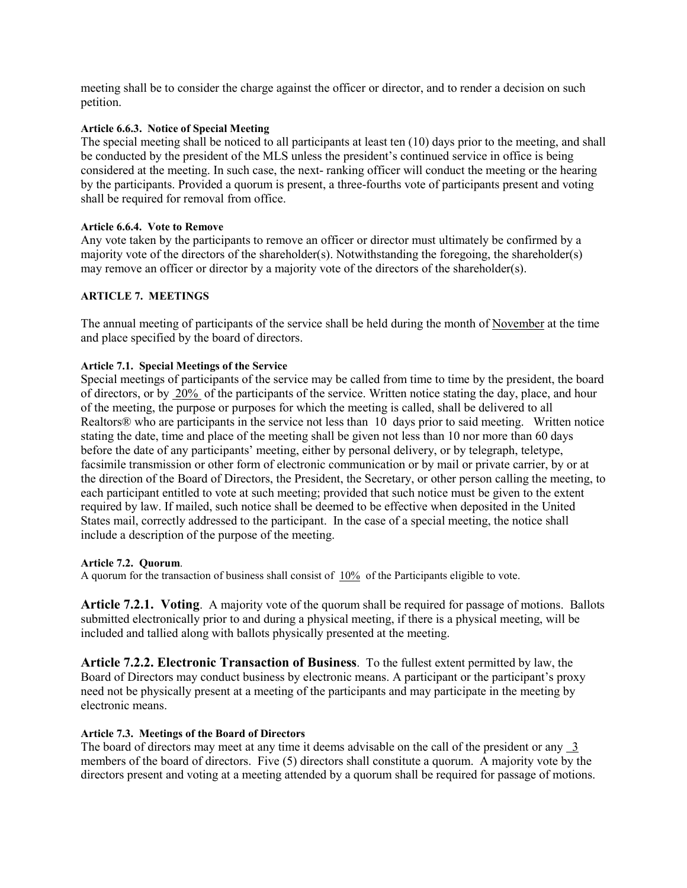meeting shall be to consider the charge against the officer or director, and to render a decision on such petition.

**Article 6.6.3. Notice of Special Meeting**

The special meeting shall be noticed to all participants at least ten (10) days prior to the meeting, and shall be conducted by the president of the MLS unless the president's continued service in office is being considered at the meeting. In such case, the next- ranking officer will conduct the meeting or the hearing by the participants. Provided a quorum is present, a three-fourths vote of participants present and voting shall be required for removal from office.

**Article 6.6.4. Vote to Remove**

Any vote taken by the participants to remove an officer or director must ultimately be confirmed by a majority vote of the directors of the shareholder(s). Notwithstanding the foregoing, the shareholder(s) may remove an officer or director by a majority vote of the directors of the shareholder(s).

## ARTICLE 7. MEETINGS

The annual meeting of participants of the service shall be held during the month of November at the time and place specified by the board of directors.

**Article 7.1. Special Meetings of the Service**

Special meetings of participants of the service may be called from time to time by the president, the board of directors, or by 20% of the participants of the service. Written notice stating the day, place, and hour of the meeting, the purpose or purposes for which the meeting is called, shall be delivered to all Realtors® who are participants in the service not less than 10 days prior to said meeting. Written notice stating the date, time and place of the meeting shall be given not less than 10 nor more than 60 days before the date of any participants' meeting, either by personal delivery, or by telegraph, teletype, facsimile transmission or other form of electronic communication or by mail or private carrier, by or at the direction of the Board of Directors, the President, the Secretary, or other person calling the meeting, to each participant entitled to vote at such meeting; provided that such notice must be given to the extent required by law. If mailed, such notice shall be deemed to be effective when deposited in the United States mail, correctly addressed to the participant. In the case of a special meeting, the notice shall include a description of the purpose of the meeting.

**Article 7.2. Quorum**.

A quorum for the transaction of business shall consist of 10% of the Participants eligible to vote.

**Article 7.2.1. Voting**. A majority vote of the quorum shall be required for passage of motions. Ballots submitted electronically prior to and during a physical meeting, if there is a physical meeting, will be included and tallied along with ballots physically presented at the meeting.

**Article 7.2.2. Electronic Transaction of Business**. To the fullest extent permitted by law, the Board of Directors may conduct business by electronic means. A participant or the participant's proxy need not be physically present at a meeting of the participants and may participate in the meeting by electronic means.

**Article 7.3. Meetings of the Board of Directors**

The board of directors may meet at any time it deems advisable on the call of the president or any 3 members of the board of directors. Five (5) directors shall constitute a quorum. A majority vote by the directors present and voting at a meeting attended by a quorum shall be required for passage of motions.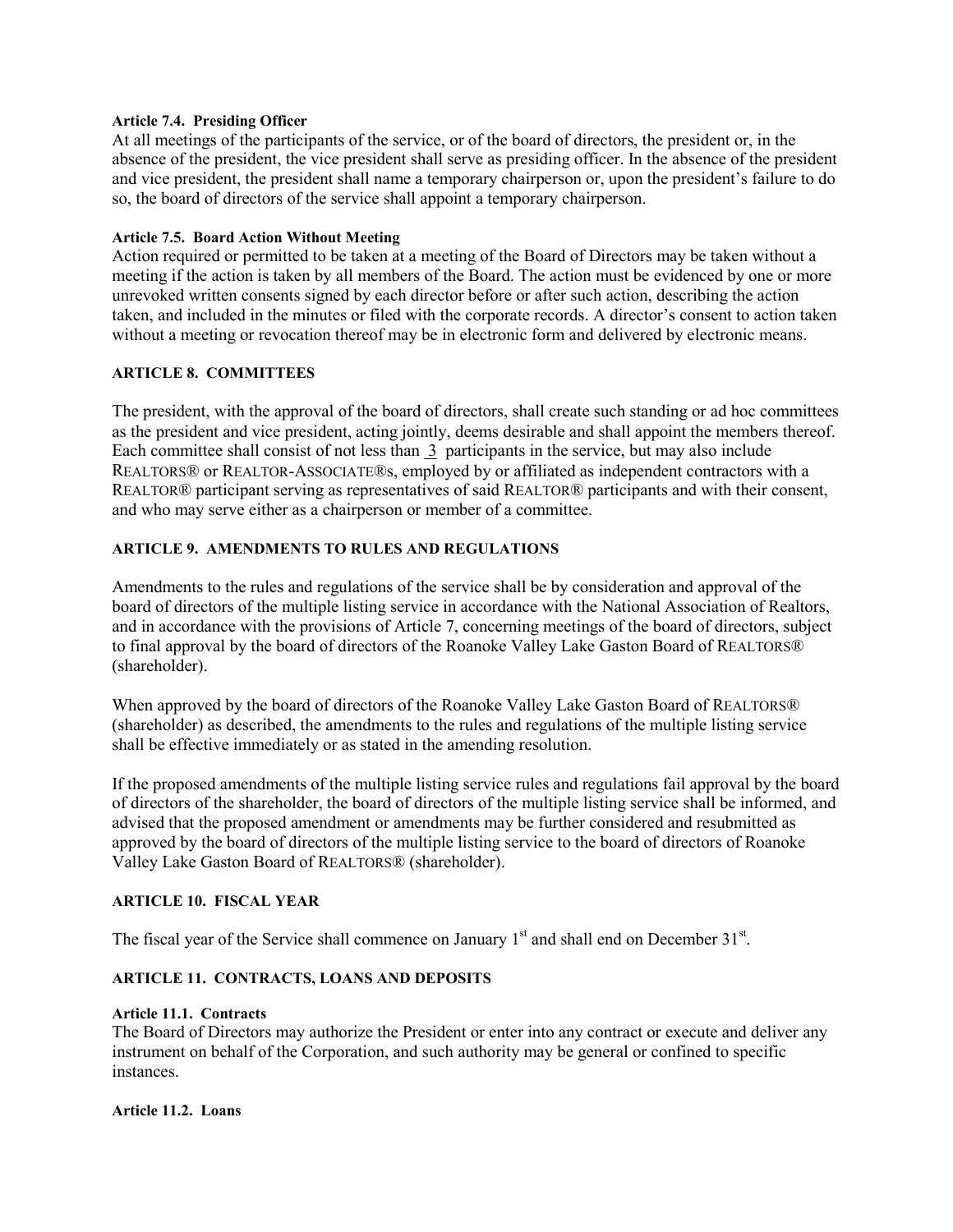**Article 7.4. Presiding Officer**

At all meetings of the participants of the service, or of the board of directors, the president or, in the absence of the president, the vice president shall serve as presiding officer. In the absence of the president and vice president, the president shall name a temporary chairperson or, upon the president's failure to do so, the board of directors of the service shall appoint a temporary chairperson.

**Article 7.5. Board Action Without Meeting**

Action required or permitted to be taken at a meeting of the Board of Directors may be taken without a meeting if the action is taken by all members of the Board. The action must be evidenced by one or more unrevoked written consents signed by each director before or after such action, describing the action taken, and included in the minutes or filed with the corporate records. A director's consent to action taken without a meeting or revocation thereof may be in electronic form and delivered by electronic means.

## ARTICLE 8. COMMITTEES

The president, with the approval of the board of directors, shall create such standing or ad hoc committees as the president and vice president, acting jointly, deems desirable and shall appoint the members thereof. Each committee shall consist of not less than 3 participants in the service, but may also include REALTORS® or REALTOR-ASSOCIATE®s, employed by or affiliated as independent contractors with a REALTOR® participant serving as representatives of said REALTOR® participants and with their consent, and who may serve either as a chairperson or member of a committee.

## ARTICLE 9. AMENDMENTS TO RULES AND REGULATIONS

Amendments to the rules and regulations of the service shall be by consideration and approval of the board of directors of the multiple listing service in accordance with the National Association of Realtors, and in accordance with the provisions of Article 7, concerning meetings of the board of directors, subject to final approval by the board of directors of the Roanoke Valley Lake Gaston Board of REALTORS® (shareholder).

When approved by the board of directors of the Roanoke Valley Lake Gaston Board of REALTORS® (shareholder) as described, the amendments to the rules and regulations of the multiple listing service shall be effective immediately or as stated in the amending resolution.

If the proposed amendments of the multiple listing service rules and regulations fail approval by the board of directors of the shareholder, the board of directors of the multiple listing service shall be informed, and advised that the proposed amendment or amendments may be further considered and resubmitted as approved by the board of directors of the multiple listing service to the board of directors of Roanoke Valley Lake Gaston Board of REALTORS® (shareholder).

## ARTICLE 10. FISCAL YEAR

The fiscal year of the Service shall commence on January 1st and shall end on December 31st.

## ARTICLE 11. CONTRACTS, LOANS AND DEPOSITS

**Article 11.1. Contracts**

The Board of Directors may authorize the President or enter into any contract or execute and deliver any instrument on behalf of the Corporation, and such authority may be general or confined to specific instances.

**Article 11.2. Loans**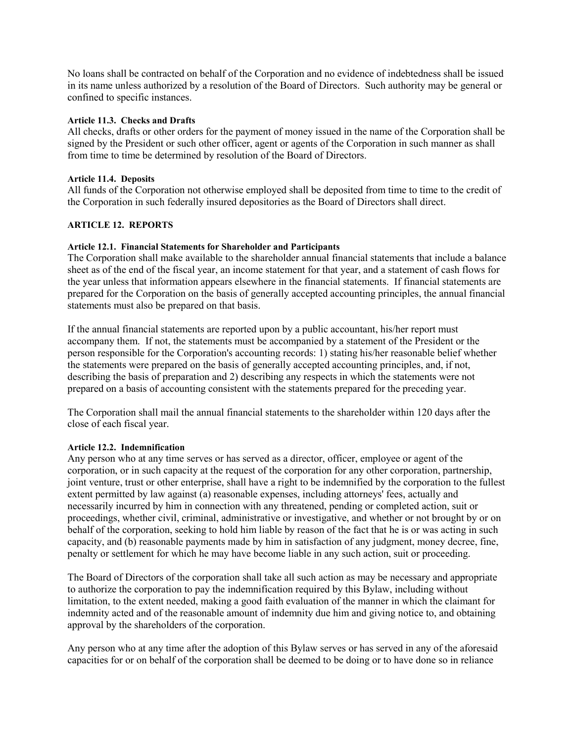No loans shall be contracted on behalf of the Corporation and no evidence of indebtedness shall be issued in its name unless authorized by a resolution of the Board of Directors. Such authority may be general or confined to specific instances.

#### Article 11.3. Checks and Drafts

All checks, drafts or other orders for the payment of money issued in the name of the Corporation shall be signed by the President or such other officer, agent or agents of the Corporation in such manner as shall from time to time be determined by resolution of the Board of Directors.

#### Article 11.4. Deposits

All funds of the Corporation not otherwise employed shall be deposited from time to time to the credit of the Corporation in such federally insured depositories as the Board of Directors shall direct.

### ARTICLE 12. REPORTS

#### Article 12.1. Financial Statements for Shareholder and Participants

The Corporation shall make available to the shareholder annual financial statements that include a balance sheet as of the end of the fiscal year, an income statement for that year, and a statement of cash flows for the year unless that information appears elsewhere in the financial statements. If financial statements are prepared for the Corporation on the basis of generally accepted accounting principles, the annual financial statements must also be prepared on that basis.

If the annual financial statements are reported upon by a public accountant, his/her report must accompany them. If not, the statements must be accompanied by a statement of the President or the person responsible for the Corporation's accounting records: 1) stating his/her reasonable belief whether the statements were prepared on the basis of generally accepted accounting principles, and, if not, describing the basis of preparation and 2) describing any respects in which the statements were not prepared on a basis of accounting consistent with the statements prepared for the preceding year.

The Corporation shall mail the annual financial statements to the shareholder within 120 days after the close of each fiscal year.

#### Article 12.2. Indemnification

Any person who at any time serves or has served as a director, officer, employee or agent of the corporation, or in such capacity at the request of the corporation for any other corporation, partnership, joint venture, trust or other enterprise, shall have a right to be indemnified by the corporation to the fullest extent permitted by law against (a) reasonable expenses, including attorneys' fees, actually and necessarily incurred by him in connection with any threatened, pending or completed action, suit or proceedings, whether civil, criminal, administrative or investigative, and whether or not brought by or on behalf of the corporation, seeking to hold him liable by reason of the fact that he is or was acting in such capacity, and (b) reasonable payments made by him in satisfaction of any judgment, money decree, fine, penalty or settlement for which he may have become liable in any such action, suit or proceeding.

The Board of Directors of the corporation shall take all such action as may be necessary and appropriate to authorize the corporation to pay the indemnification required by this Bylaw, including without limitation, to the extent needed, making a good faith evaluation of the manner in which the claimant for indemnity acted and of the reasonable amount of indemnity due him and giving notice to, and obtaining approval by the shareholders of the corporation.

Any person who at any time after the adoption of this Bylaw serves or has served in any of the aforesaid capacities for or on behalf of the corporation shall be deemed to be doing or to have done so in reliance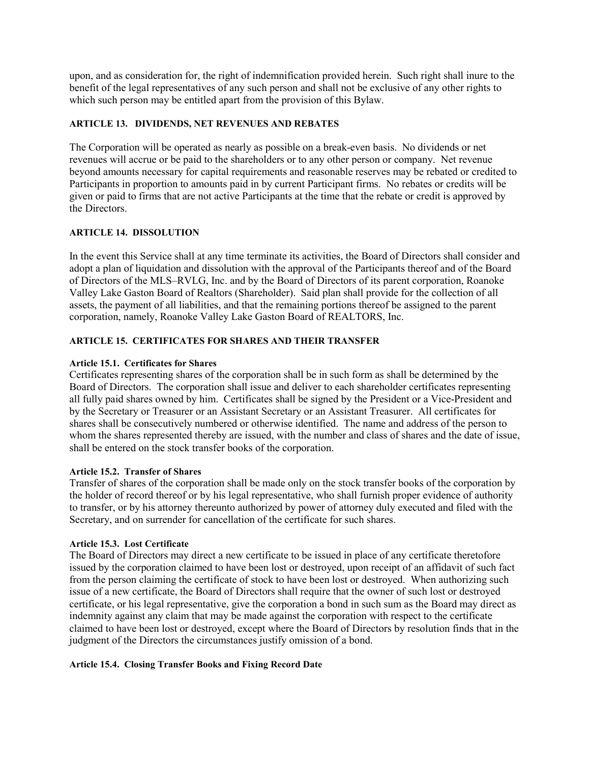upon, and as consideration for, the right of indemnification provided herein. Such right shall inure to the benefit of the legal representatives of any such person and shall not be exclusive of any other rights to which such person may be entitled apart from the provision of this Bylaw.

## ARTICLE 13. DIVIDENDS, NET REVENUES AND REBATES

The Corporation will be operated as nearly as possible on a break-even basis. No dividends or net revenues will accrue or be paid to the shareholders or to any other person or company. Net revenue beyond amounts necessary for capital requirements and reasonable reserves may be rebated or credited to Participants in proportion to amounts paid in by current Participant firms. No rebates or credits will be given or paid to firms that are not active Participants at the time that the rebate or credit is approved by the Directors.

## ARTICLE 14. DISSOLUTION

In the event this Service shall at any time terminate its activities, the Board of Directors shall consider and adopt a plan of liquidation and dissolution with the approval of the Participants thereof and of the Board of Directors of the MLS–RVLG, Inc. and by the Board of Directors of its parent corporation, Roanoke Valley Lake Gaston Board of Realtors (Shareholder). Said plan shall provide for the collection of all assets, the payment of all liabilities, and that the remaining portions thereof be assigned to the parent corporation, namely, Roanoke Valley Lake Gaston Board of REALTORS, Inc.

## ARTICLE 15. CERTIFICATES FOR SHARES AND THEIR TRANSFER

### Article 15.1. Certificates for Shares

Certificates representing shares of the corporation shall be in such form as shall be determined by the Board of Directors. The corporation shall issue and deliver to each shareholder certificates representing all fully paid shares owned by him. Certificates shall be signed by the President or a Vice-President and by the Secretary or Treasurer or an Assistant Secretary or an Assistant Treasurer. All certificates for shares shall be consecutively numbered or otherwise identified. The name and address of the person to whom the shares represented thereby are issued, with the number and class of shares and the date of issue, shall be entered on the stock transfer books of the corporation.

### Article 15.2. Transfer of Shares

Transfer of shares of the corporation shall be made only on the stock transfer books of the corporation by the holder of record thereof or by his legal representative, who shall furnish proper evidence of authority to transfer, or by his attorney thereunto authorized by power of attorney duly executed and filed with the Secretary, and on surrender for cancellation of the certificate for such shares.

### Article 15.3. Lost Certificate

The Board of Directors may direct a new certificate to be issued in place of any certificate theretofore issued by the corporation claimed to have been lost or destroyed, upon receipt of an affidavit of such fact from the person claiming the certificate of stock to have been lost or destroyed. When authorizing such issue of a new certificate, the Board of Directors shall require that the owner of such lost or destroyed certificate, or his legal representative, give the corporation a bond in such sum as the Board may direct as indemnity against any claim that may be made against the corporation with respect to the certificate claimed to have been lost or destroyed, except where the Board of Directors by resolution finds that in the judgment of the Directors the circumstances justify omission of a bond.

### Article 15.4. Closing Transfer Books and Fixing Record Date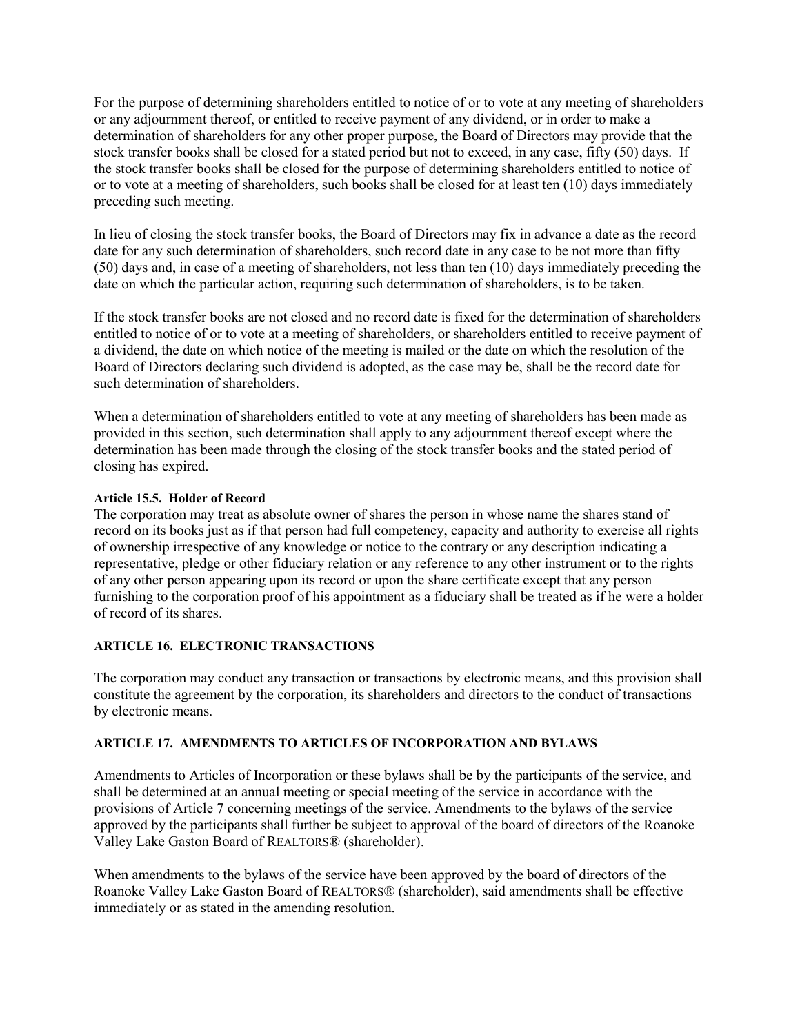For the purpose of determining shareholders entitled to notice of or to vote at any meeting of shareholders or any adjournment thereof, or entitled to receive payment of any dividend, or in order to make a determination of shareholders for any other proper purpose, the Board of Directors may provide that the stock transfer books shall be closed for a stated period but not to exceed, in any case, fifty (50) days. If the stock transfer books shall be closed for the purpose of determining shareholders entitled to notice of or to vote at a meeting of shareholders, such books shall be closed for at least ten (10) days immediately preceding such meeting.

In lieu of closing the stock transfer books, the Board of Directors may fix in advance a date as the record date for any such determination of shareholders, such record date in any case to be not more than fifty (50) days and, in case of a meeting of shareholders, not less than ten (10) days immediately preceding the date on which the particular action, requiring such determination of shareholders, is to be taken.

If the stock transfer books are not closed and no record date is fixed for the determination of shareholders entitled to notice of or to vote at a meeting of shareholders, or shareholders entitled to receive payment of a dividend, the date on which notice of the meeting is mailed or the date on which the resolution of the Board of Directors declaring such dividend is adopted, as the case may be, shall be the record date for such determination of shareholders.

When a determination of shareholders entitled to vote at any meeting of shareholders has been made as provided in this section, such determination shall apply to any adjournment thereof except where the determination has been made through the closing of the stock transfer books and the stated period of closing has expired.

#### Article 15.5. Holder of Record

The corporation may treat as absolute owner of shares the person in whose name the shares stand of record on its books just as if that person had full competency, capacity and authority to exercise all rights of ownership irrespective of any knowledge or notice to the contrary or any description indicating a representative, pledge or other fiduciary relation or any reference to any other instrument or to the rights of any other person appearing upon its record or upon the share certificate except that any person furnishing to the corporation proof of his appointment as a fiduciary shall be treated as if he were a holder of record of its shares.

### ARTICLE 16. ELECTRONIC TRANSACTIONS

The corporation may conduct any transaction or transactions by electronic means, and this provision shall constitute the agreement by the corporation, its shareholders and directors to the conduct of transactions by electronic means.

### ARTICLE 17. AMENDMENTS TO ARTICLES OF INCORPORATION AND BYLAWS

Amendments to Articles of Incorporation or these bylaws shall be by the participants of the service, and shall be determined at an annual meeting or special meeting of the service in accordance with the provisions of Article 7 concerning meetings of the service. Amendments to the bylaws of the service approved by the participants shall further be subject to approval of the board of directors of the Roanoke Valley Lake Gaston Board of REALTORS® (shareholder).

When amendments to the bylaws of the service have been approved by the board of directors of the Roanoke Valley Lake Gaston Board of REALTORS® (shareholder), said amendments shall be effective immediately or as stated in the amending resolution.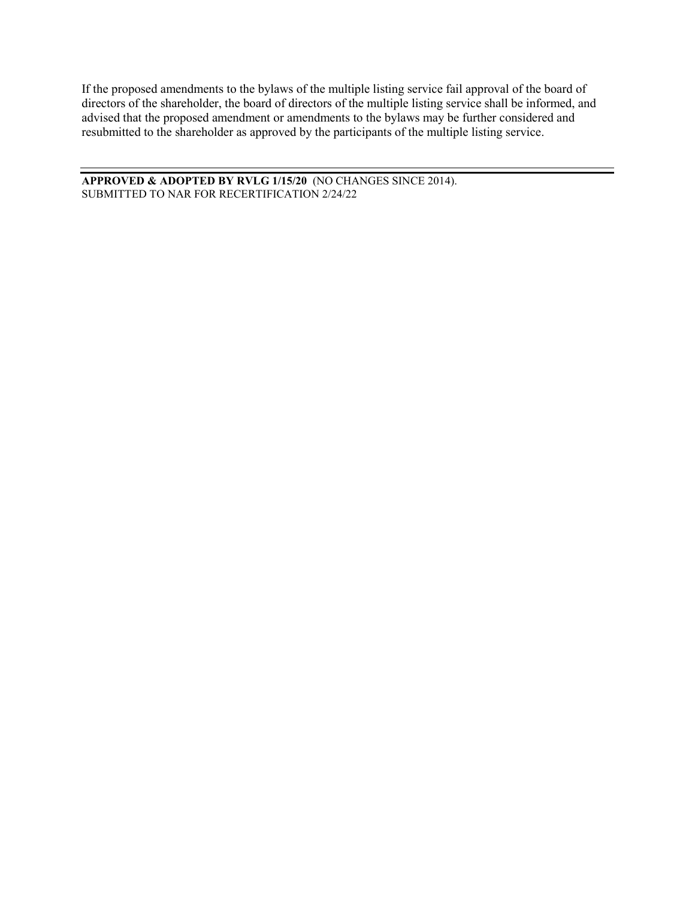If the proposed amendments to the bylaws of the multiple listing service fail approval of the board of directors of the shareholder, the board of directors of the multiple listing service shall be informed, and advised that the proposed amendment or amendments to the bylaws may be further considered and resubmitted to the shareholder as approved by the participants of the multiple listing service.

---

**APPROVED & ADOPTED BY RVLG 1/15/20** (NO CHANGES SINCE 2014).
SUBMITTED TO NAR FOR RECERTIFICATION 2/24/22